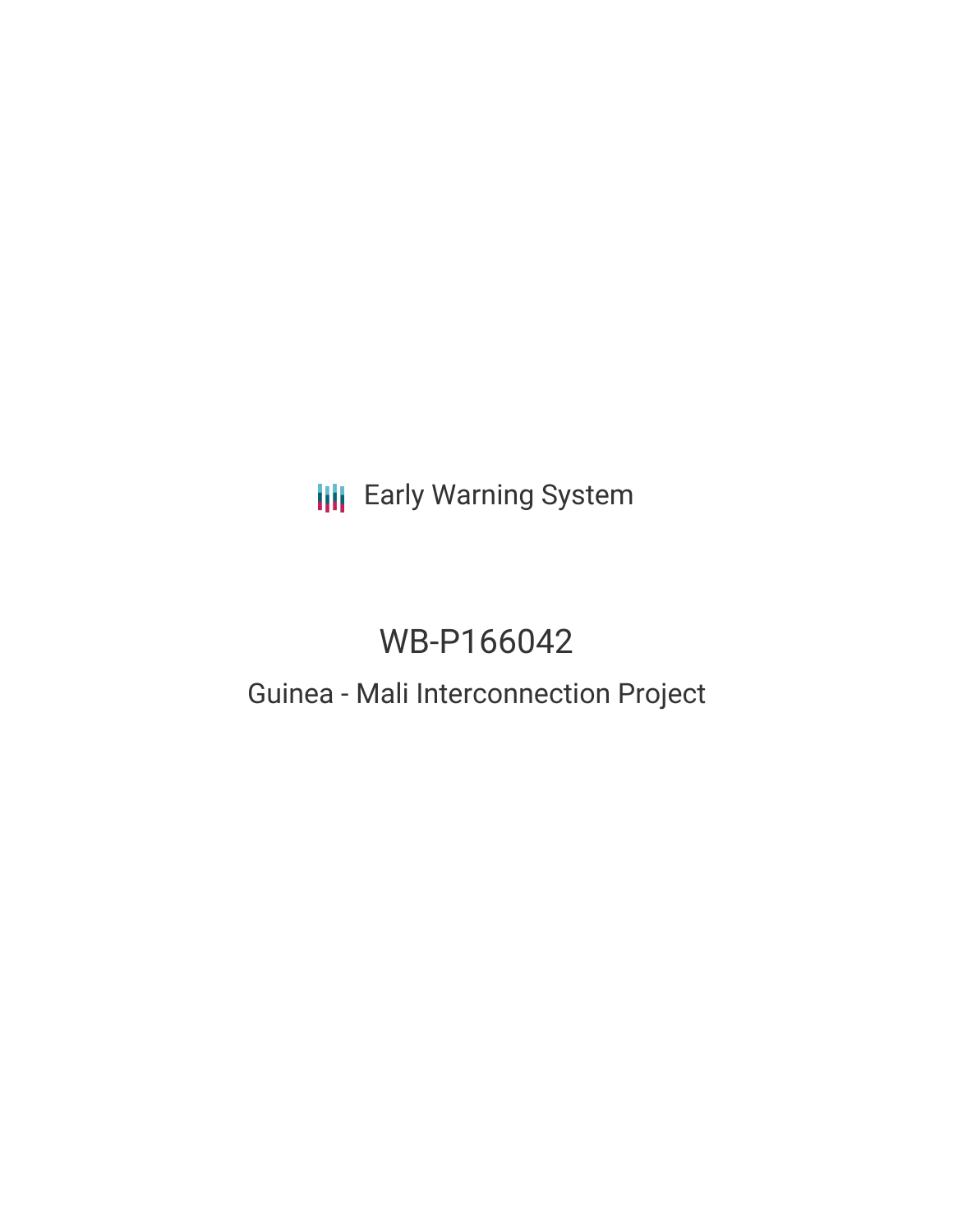Early Warning System

# WB-P166042

## Guinea - Mali Interconnection Project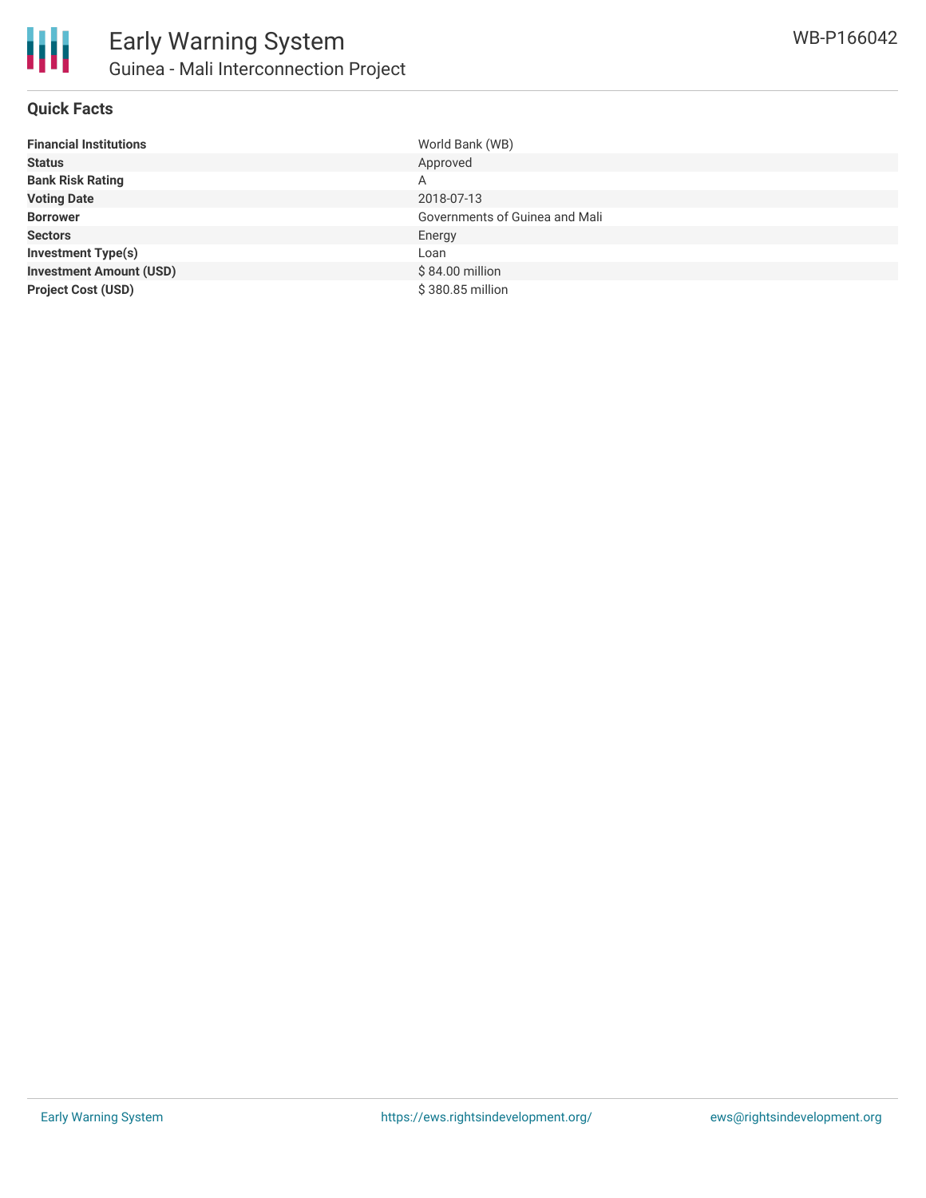# Early Warning System

## Guinea - Mali Interconnection Project

WB-P166042

### Quick Facts

| | |
|---|---|
| **Financial Institutions** | World Bank (WB) |
| **Status** | Approved |
| **Bank Risk Rating** | A |
| **Voting Date** | 2018-07-13 |
| **Borrower** | Governments of Guinea and Mali |
| **Sectors** | Energy |
| **Investment Type(s)** | Loan |
| **Investment Amount (USD)** | $ 84.00 million |
| **Project Cost (USD)** | $ 380.85 million |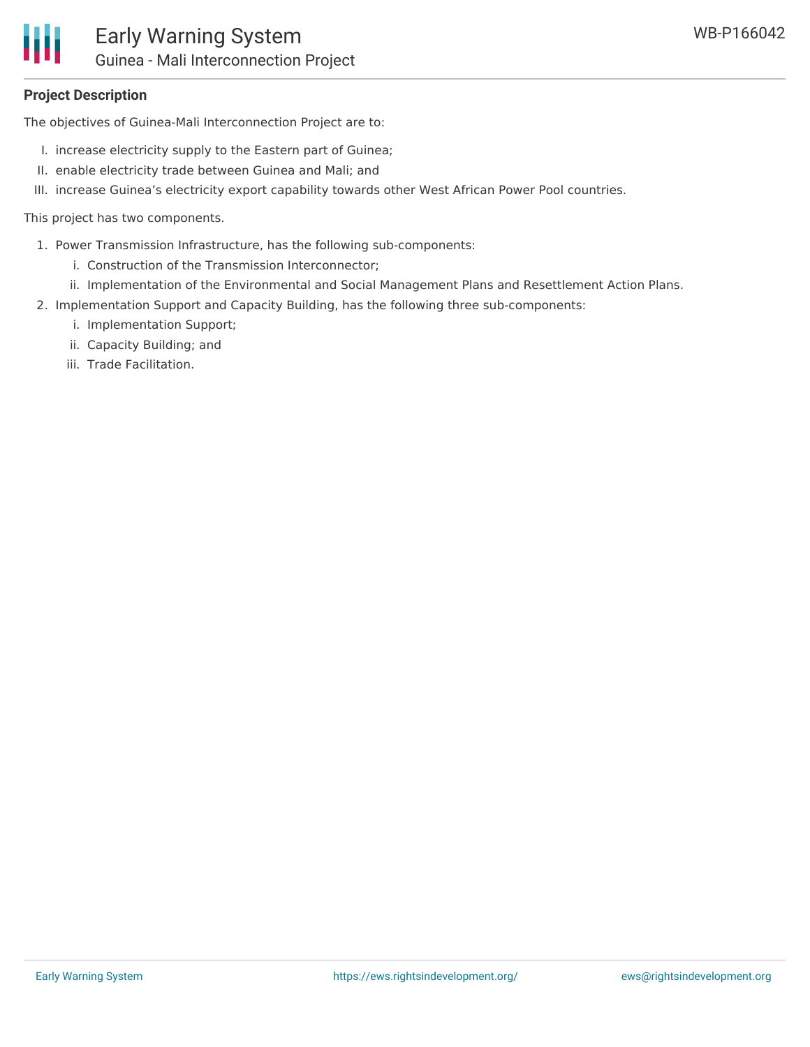**Project Description**

The objectives of Guinea-Mali Interconnection Project are to:

I. increase electricity supply to the Eastern part of Guinea;
II. enable electricity trade between Guinea and Mali; and
III. increase Guinea's electricity export capability towards other West African Power Pool countries.

This project has two components.

1. Power Transmission Infrastructure, has the following sub-components:
   i. Construction of the Transmission Interconnector;
   ii. Implementation of the Environmental and Social Management Plans and Resettlement Action Plans.
2. Implementation Support and Capacity Building, has the following three sub-components:
   i. Implementation Support;
   ii. Capacity Building; and
   iii. Trade Facilitation.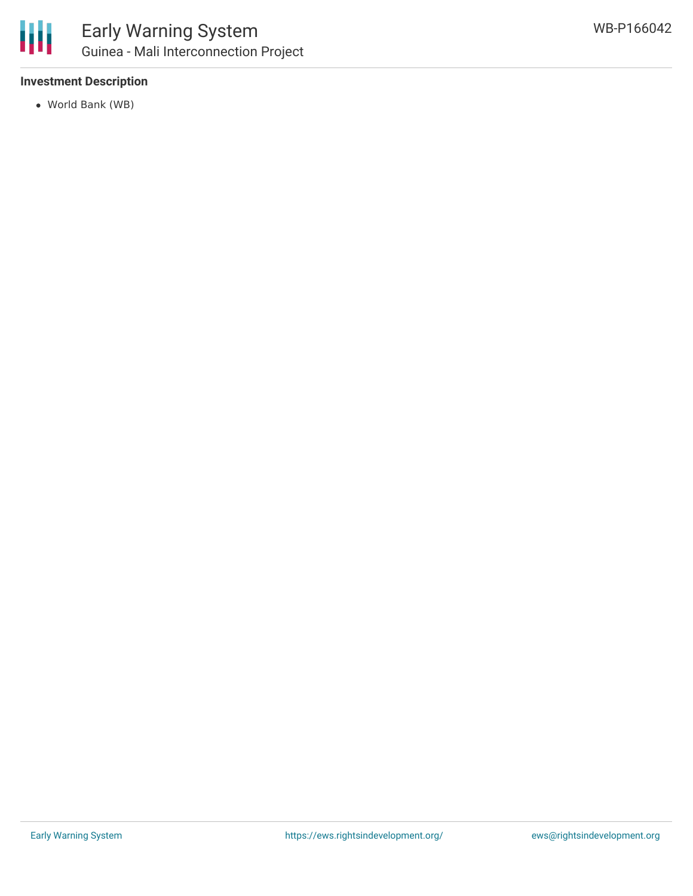### Investment Description

- World Bank (WB)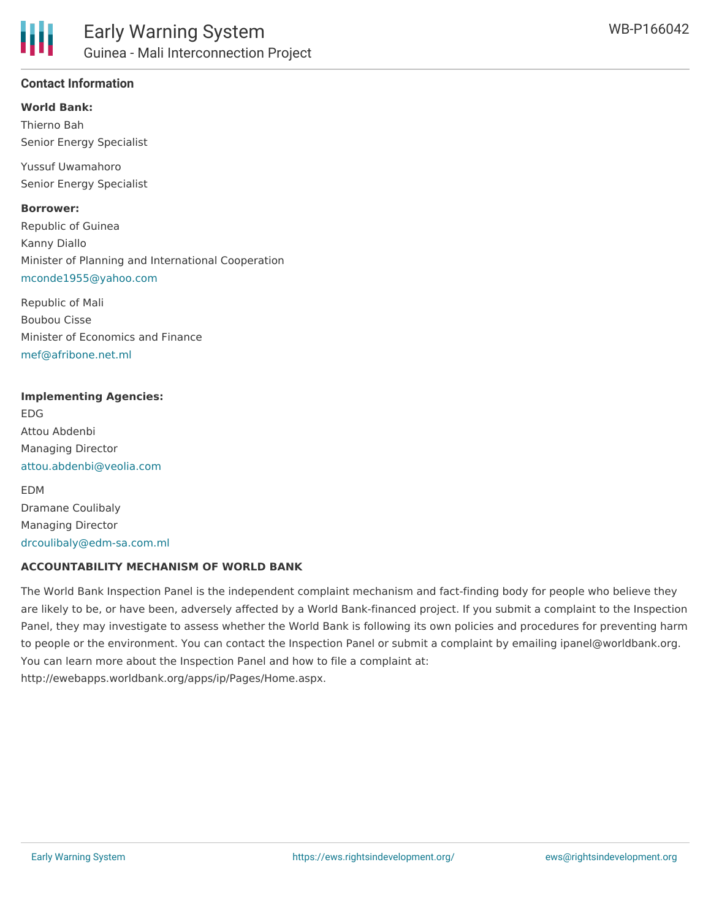## Contact Information

**World Bank:**

Thierno Bah
Senior Energy Specialist

Yussuf Uwamahoro
Senior Energy Specialist

**Borrower:**

Republic of Guinea
Kanny Diallo
Minister of Planning and International Cooperation
mconde1955@yahoo.com

Republic of Mali
Boubou Cisse
Minister of Economics and Finance
mef@afribone.net.ml

**Implementing Agencies:**

EDG
Attou Abdenbi
Managing Director
attou.abdenbi@veolia.com

EDM
Dramane Coulibaly
Managing Director
drcoulibaly@edm-sa.com.ml

**ACCOUNTABILITY MECHANISM OF WORLD BANK**

The World Bank Inspection Panel is the independent complaint mechanism and fact-finding body for people who believe they are likely to be, or have been, adversely affected by a World Bank-financed project. If you submit a complaint to the Inspection Panel, they may investigate to assess whether the World Bank is following its own policies and procedures for preventing harm to people or the environment. You can contact the Inspection Panel or submit a complaint by emailing ipanel@worldbank.org. You can learn more about the Inspection Panel and how to file a complaint at: http://ewebapps.worldbank.org/apps/ip/Pages/Home.aspx.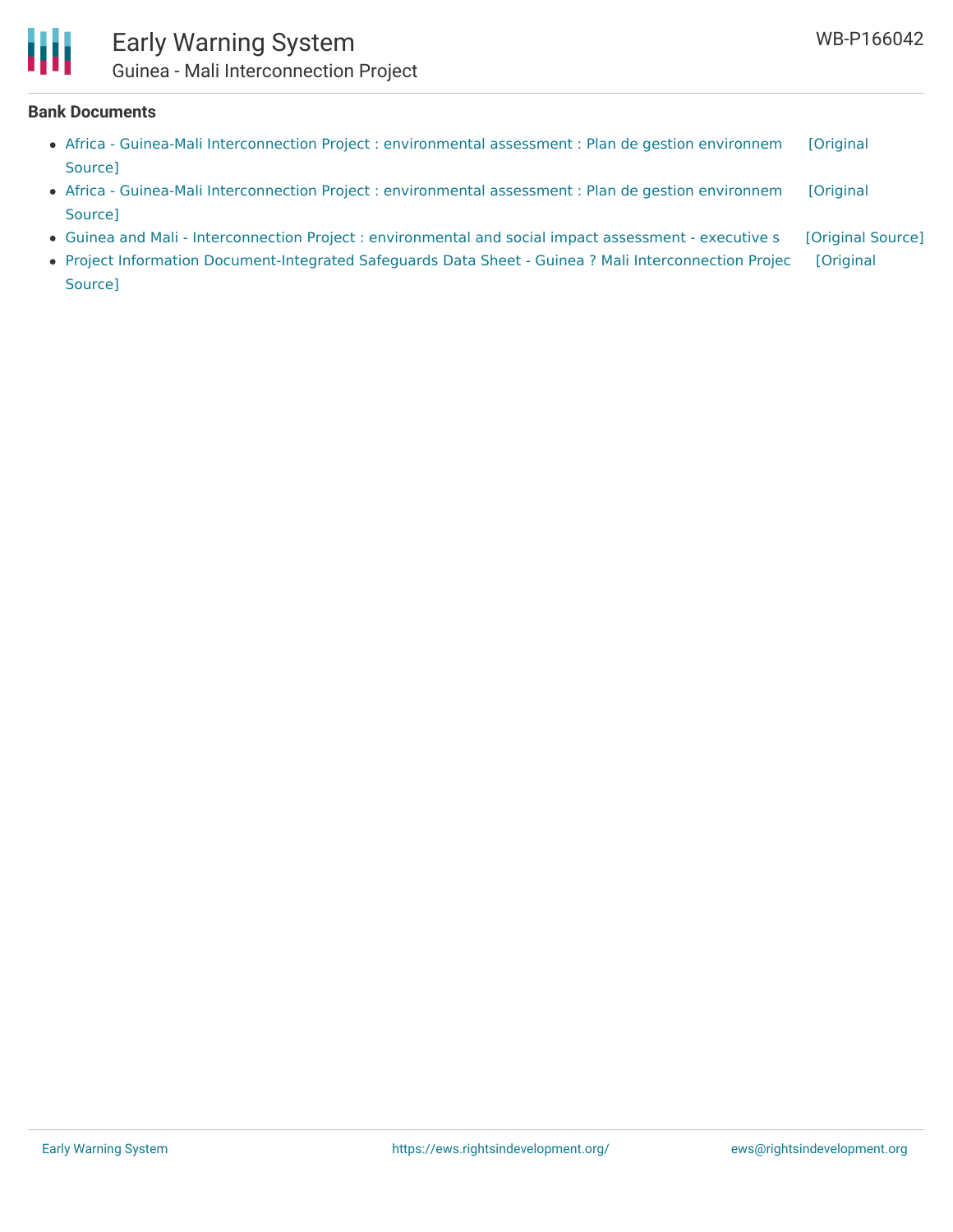**Bank Documents**

- Africa - Guinea-Mali Interconnection Project : environmental assessment : Plan de gestion environnem [Original Source]
- Africa - Guinea-Mali Interconnection Project : environmental assessment : Plan de gestion environnem [Original Source]
- Guinea and Mali - Interconnection Project : environmental and social impact assessment - executive s [Original Source]
- Project Information Document-Integrated Safeguards Data Sheet - Guinea ? Mali Interconnection Projec [Original Source]